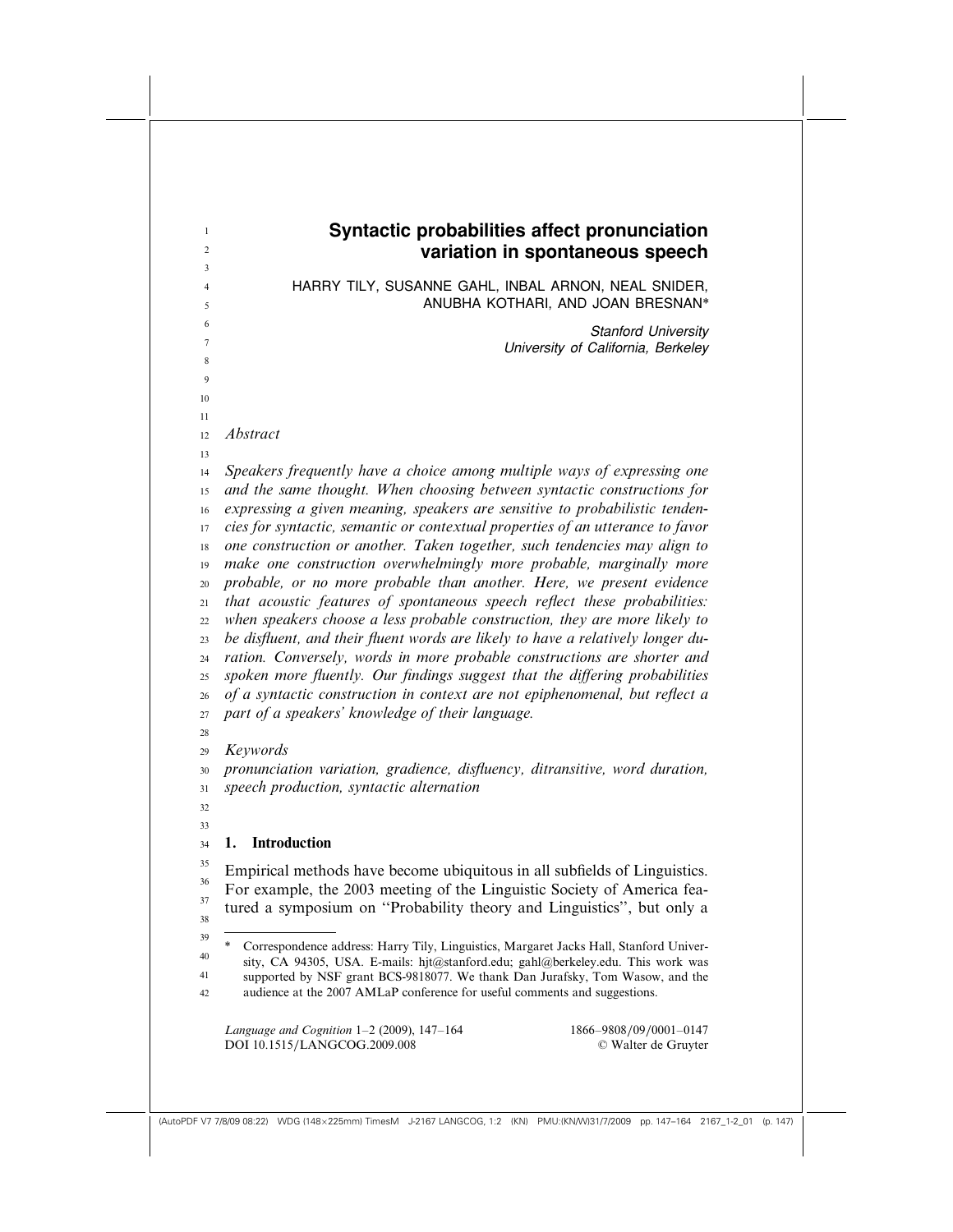# Syntactic probabilities affect pronunciation variation in spontaneous speech

HARRY TILY, SUSANNE GAHL, INBAL ARNON, NEAL SNIDER, ANUBHA KOTHARI, AND JOAN BRESNAN*

*Stanford University*
*University of California, Berkeley*

*Abstract*

*Speakers frequently have a choice among multiple ways of expressing one and the same thought. When choosing between syntactic constructions for expressing a given meaning, speakers are sensitive to probabilistic tendencies for syntactic, semantic or contextual properties of an utterance to favor one construction or another. Taken together, such tendencies may align to make one construction overwhelmingly more probable, marginally more probable, or no more probable than another. Here, we present evidence that acoustic features of spontaneous speech reflect these probabilities: when speakers choose a less probable construction, they are more likely to be disfluent, and their fluent words are likely to have a relatively longer duration. Conversely, words in more probable constructions are shorter and spoken more fluently. Our findings suggest that the differing probabilities of a syntactic construction in context are not epiphenomenal, but reflect a part of a speakers' knowledge of their language.*

*Keywords*

*pronunciation variation, gradience, disfluency, ditransitive, word duration, speech production, syntactic alternation*

## 1. Introduction

Empirical methods have become ubiquitous in all subfields of Linguistics. For example, the 2003 meeting of the Linguistic Society of America featured a symposium on "Probability theory and Linguistics", but only a

---

* Correspondence address: Harry Tily, Linguistics, Margaret Jacks Hall, Stanford University, CA 94305, USA. E-mails: hjt@stanford.edu; gahl@berkeley.edu. This work was supported by NSF grant BCS-9818077. We thank Dan Jurafsky, Tom Wasow, and the audience at the 2007 AMLaP conference for useful comments and suggestions.

*Language and Cognition* 1–2 (2009), 147–164
DOI 10.1515/LANGCOG.2009.008

1866–9808/09/0001–0147
© Walter de Gruyter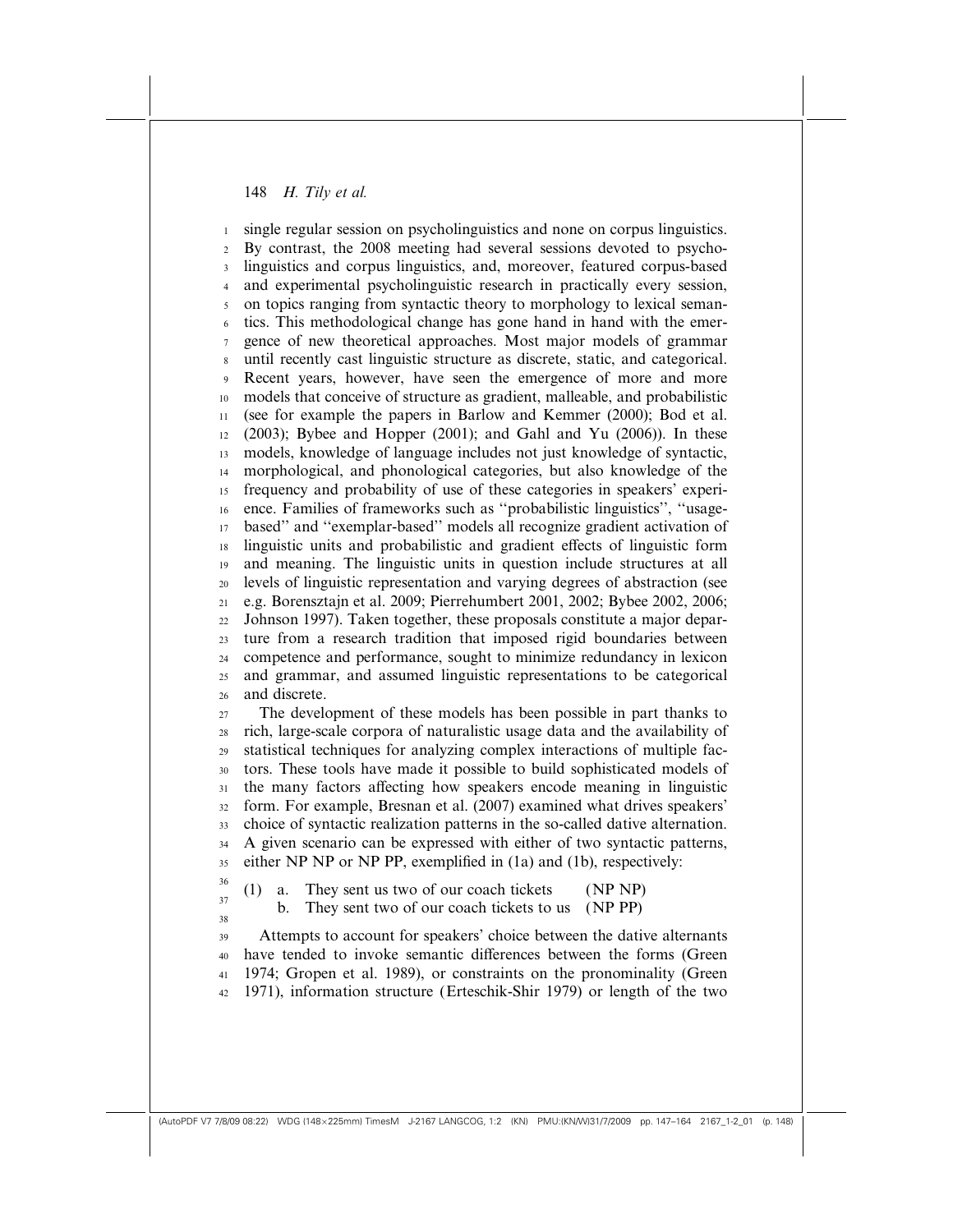single regular session on psycholinguistics and none on corpus linguistics. By contrast, the 2008 meeting had several sessions devoted to psycholinguistics and corpus linguistics, and, moreover, featured corpus-based and experimental psycholinguistic research in practically every session, on topics ranging from syntactic theory to morphology to lexical semantics. This methodological change has gone hand in hand with the emergence of new theoretical approaches. Most major models of grammar until recently cast linguistic structure as discrete, static, and categorical. Recent years, however, have seen the emergence of more and more models that conceive of structure as gradient, malleable, and probabilistic (see for example the papers in Barlow and Kemmer (2000); Bod et al. (2003); Bybee and Hopper (2001); and Gahl and Yu (2006)). In these models, knowledge of language includes not just knowledge of syntactic, morphological, and phonological categories, but also knowledge of the frequency and probability of use of these categories in speakers' experience. Families of frameworks such as "probabilistic linguistics", "usage-based" and "exemplar-based" models all recognize gradient activation of linguistic units and probabilistic and gradient effects of linguistic form and meaning. The linguistic units in question include structures at all levels of linguistic representation and varying degrees of abstraction (see e.g. Borensztajn et al. 2009; Pierrehumbert 2001, 2002; Bybee 2002, 2006; Johnson 1997). Taken together, these proposals constitute a major departure from a research tradition that imposed rigid boundaries between competence and performance, sought to minimize redundancy in lexicon and grammar, and assumed linguistic representations to be categorical and discrete.

The development of these models has been possible in part thanks to rich, large-scale corpora of naturalistic usage data and the availability of statistical techniques for analyzing complex interactions of multiple factors. These tools have made it possible to build sophisticated models of the many factors affecting how speakers encode meaning in linguistic form. For example, Bresnan et al. (2007) examined what drives speakers' choice of syntactic realization patterns in the so-called dative alternation. A given scenario can be expressed with either of two syntactic patterns, either NP NP or NP PP, exemplified in (1a) and (1b), respectively:

(1) a. They sent us two of our coach tickets (NP NP)
    b. They sent two of our coach tickets to us (NP PP)

Attempts to account for speakers' choice between the dative alternants have tended to invoke semantic differences between the forms (Green 1974; Gropen et al. 1989), or constraints on the pronominality (Green 1971), information structure (Erteschik-Shir 1979) or length of the two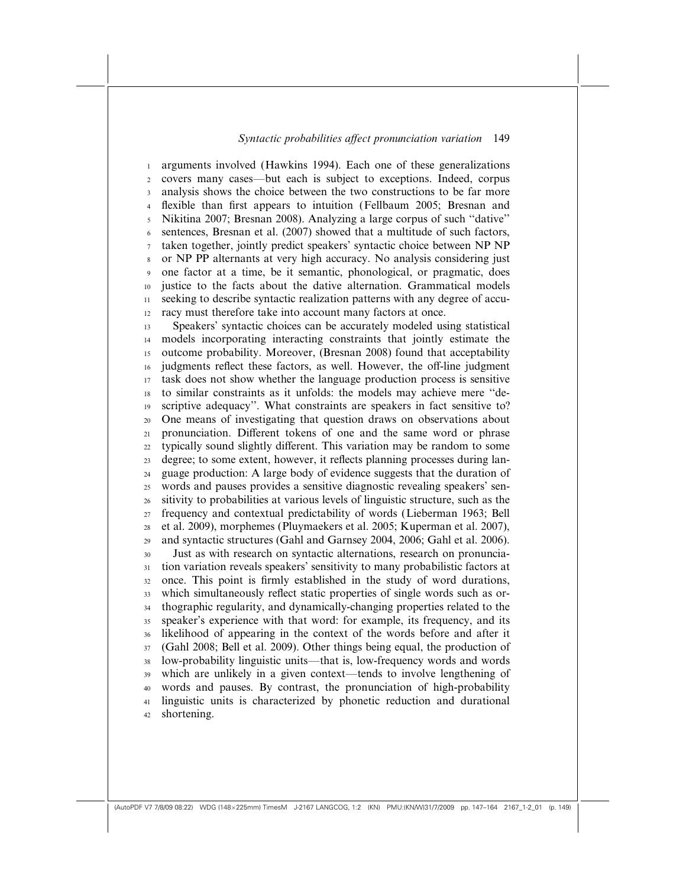arguments involved (Hawkins 1994). Each one of these generalizations covers many cases—but each is subject to exceptions. Indeed, corpus analysis shows the choice between the two constructions to be far more flexible than first appears to intuition (Fellbaum 2005; Bresnan and Nikitina 2007; Bresnan 2008). Analyzing a large corpus of such "dative" sentences, Bresnan et al. (2007) showed that a multitude of such factors, taken together, jointly predict speakers' syntactic choice between NP NP or NP PP alternants at very high accuracy. No analysis considering just one factor at a time, be it semantic, phonological, or pragmatic, does justice to the facts about the dative alternation. Grammatical models seeking to describe syntactic realization patterns with any degree of accuracy must therefore take into account many factors at once.

Speakers' syntactic choices can be accurately modeled using statistical models incorporating interacting constraints that jointly estimate the outcome probability. Moreover, (Bresnan 2008) found that acceptability judgments reflect these factors, as well. However, the off-line judgment task does not show whether the language production process is sensitive to similar constraints as it unfolds: the models may achieve mere "descriptive adequacy". What constraints are speakers in fact sensitive to? One means of investigating that question draws on observations about pronunciation. Different tokens of one and the same word or phrase typically sound slightly different. This variation may be random to some degree; to some extent, however, it reflects planning processes during language production: A large body of evidence suggests that the duration of words and pauses provides a sensitive diagnostic revealing speakers' sensitivity to probabilities at various levels of linguistic structure, such as the frequency and contextual predictability of words (Lieberman 1963; Bell et al. 2009), morphemes (Pluymaekers et al. 2005; Kuperman et al. 2007), and syntactic structures (Gahl and Garnsey 2004, 2006; Gahl et al. 2006).

Just as with research on syntactic alternations, research on pronunciation variation reveals speakers' sensitivity to many probabilistic factors at once. This point is firmly established in the study of word durations, which simultaneously reflect static properties of single words such as orthographic regularity, and dynamically-changing properties related to the speaker's experience with that word: for example, its frequency, and its likelihood of appearing in the context of the words before and after it (Gahl 2008; Bell et al. 2009). Other things being equal, the production of low-probability linguistic units—that is, low-frequency words and words which are unlikely in a given context—tends to involve lengthening of words and pauses. By contrast, the pronunciation of high-probability linguistic units is characterized by phonetic reduction and durational shortening.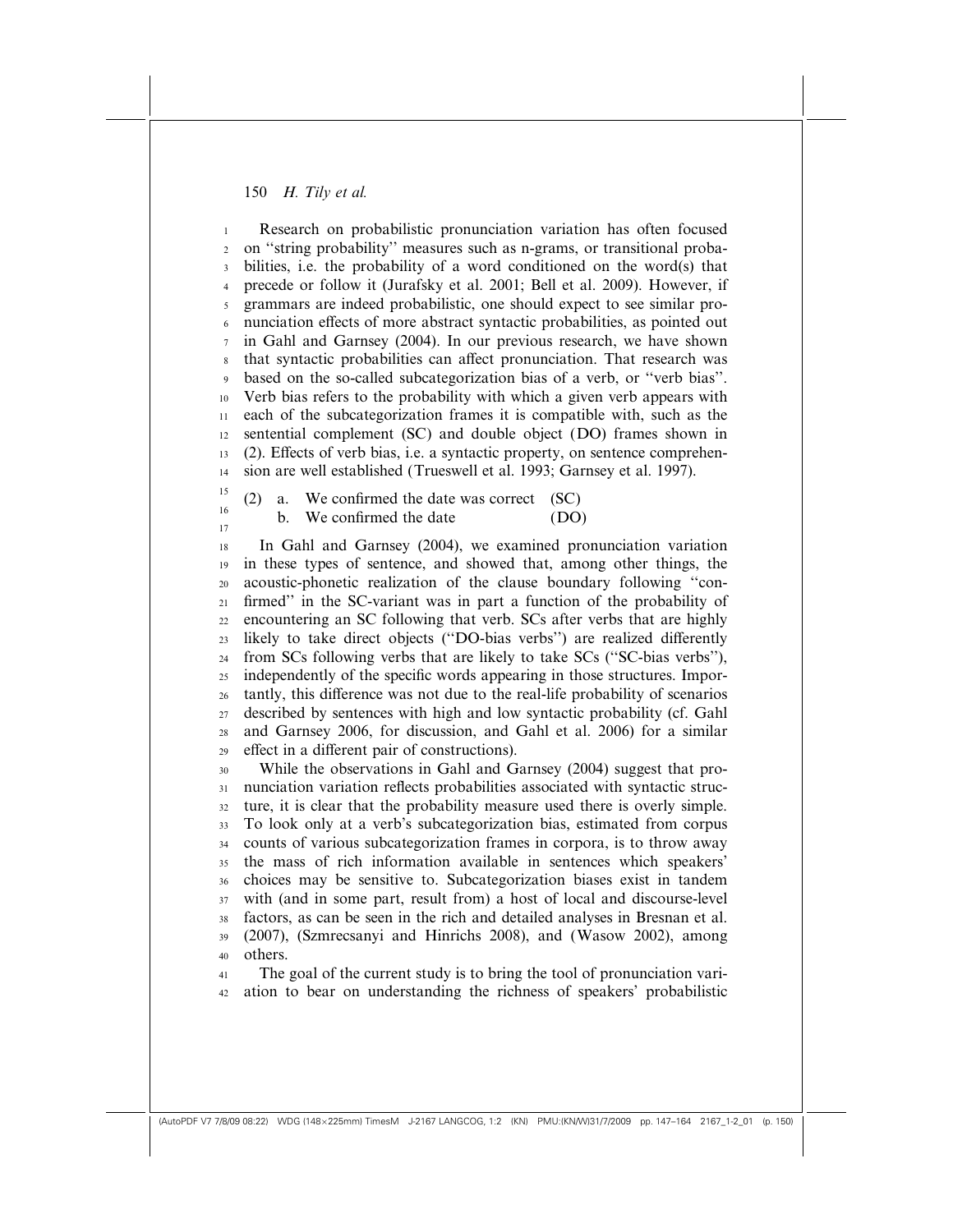Research on probabilistic pronunciation variation has often focused on "string probability" measures such as n-grams, or transitional probabilities, i.e. the probability of a word conditioned on the word(s) that precede or follow it (Jurafsky et al. 2001; Bell et al. 2009). However, if grammars are indeed probabilistic, one should expect to see similar pronunciation effects of more abstract syntactic probabilities, as pointed out in Gahl and Garnsey (2004). In our previous research, we have shown that syntactic probabilities can affect pronunciation. That research was based on the so-called subcategorization bias of a verb, or "verb bias". Verb bias refers to the probability with which a given verb appears with each of the subcategorization frames it is compatible with, such as the sentential complement (SC) and double object (DO) frames shown in (2). Effects of verb bias, i.e. a syntactic property, on sentence comprehension are well established (Trueswell et al. 1993; Garnsey et al. 1997).

(2) a. We confirmed the date was correct (SC)
    b. We confirmed the date (DO)

In Gahl and Garnsey (2004), we examined pronunciation variation in these types of sentence, and showed that, among other things, the acoustic-phonetic realization of the clause boundary following "confirmed" in the SC-variant was in part a function of the probability of encountering an SC following that verb. SCs after verbs that are highly likely to take direct objects ("DO-bias verbs") are realized differently from SCs following verbs that are likely to take SCs ("SC-bias verbs"), independently of the specific words appearing in those structures. Importantly, this difference was not due to the real-life probability of scenarios described by sentences with high and low syntactic probability (cf. Gahl and Garnsey 2006, for discussion, and Gahl et al. 2006) for a similar effect in a different pair of constructions).

While the observations in Gahl and Garnsey (2004) suggest that pronunciation variation reflects probabilities associated with syntactic structure, it is clear that the probability measure used there is overly simple. To look only at a verb's subcategorization bias, estimated from corpus counts of various subcategorization frames in corpora, is to throw away the mass of rich information available in sentences which speakers' choices may be sensitive to. Subcategorization biases exist in tandem with (and in some part, result from) a host of local and discourse-level factors, as can be seen in the rich and detailed analyses in Bresnan et al. (2007), (Szmrecsanyi and Hinrichs 2008), and (Wasow 2002), among others.

The goal of the current study is to bring the tool of pronunciation variation to bear on understanding the richness of speakers' probabilistic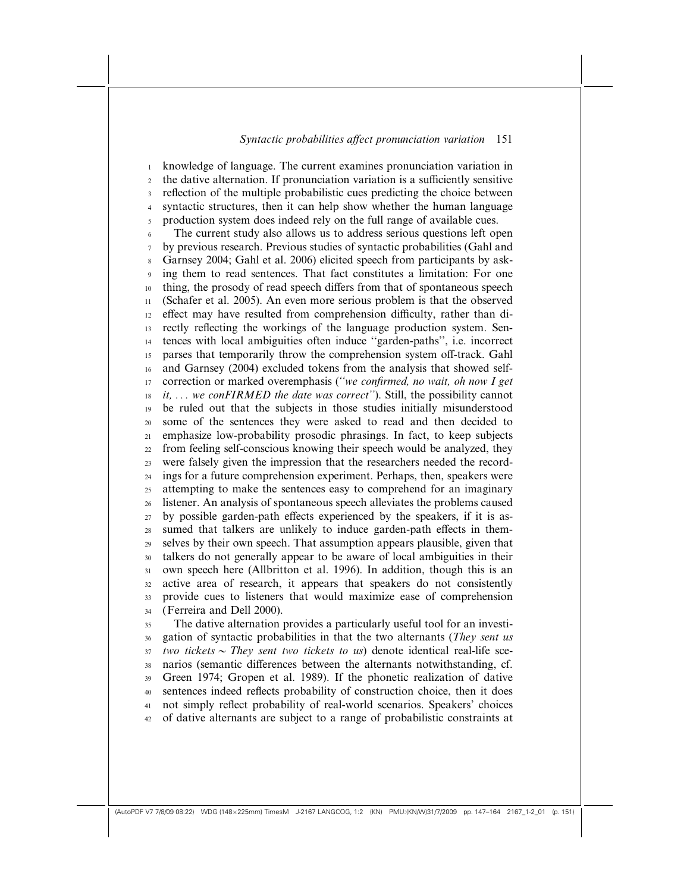knowledge of language. The current examines pronunciation variation in the dative alternation. If pronunciation variation is a sufficiently sensitive reflection of the multiple probabilistic cues predicting the choice between syntactic structures, then it can help show whether the human language production system does indeed rely on the full range of available cues.

The current study also allows us to address serious questions left open by previous research. Previous studies of syntactic probabilities (Gahl and Garnsey 2004; Gahl et al. 2006) elicited speech from participants by asking them to read sentences. That fact constitutes a limitation: For one thing, the prosody of read speech differs from that of spontaneous speech (Schafer et al. 2005). An even more serious problem is that the observed effect may have resulted from comprehension difficulty, rather than directly reflecting the workings of the language production system. Sentences with local ambiguities often induce ''garden-paths'', i.e. incorrect parses that temporarily throw the comprehension system off-track. Gahl and Garnsey (2004) excluded tokens from the analysis that showed self-correction or marked overemphasis (*''we confirmed, no wait, oh now I get it, . . . we conFIRMED the date was correct''*). Still, the possibility cannot be ruled out that the subjects in those studies initially misunderstood some of the sentences they were asked to read and then decided to emphasize low-probability prosodic phrasings. In fact, to keep subjects from feeling self-conscious knowing their speech would be analyzed, they were falsely given the impression that the researchers needed the recordings for a future comprehension experiment. Perhaps, then, speakers were attempting to make the sentences easy to comprehend for an imaginary listener. An analysis of spontaneous speech alleviates the problems caused by possible garden-path effects experienced by the speakers, if it is assumed that talkers are unlikely to induce garden-path effects in themselves by their own speech. That assumption appears plausible, given that talkers do not generally appear to be aware of local ambiguities in their own speech here (Allbritton et al. 1996). In addition, though this is an active area of research, it appears that speakers do not consistently provide cues to listeners that would maximize ease of comprehension (Ferreira and Dell 2000).

The dative alternation provides a particularly useful tool for an investigation of syntactic probabilities in that the two alternants (*They sent us two tickets* ∼ *They sent two tickets to us*) denote identical real-life scenarios (semantic differences between the alternants notwithstanding, cf. Green 1974; Gropen et al. 1989). If the phonetic realization of dative sentences indeed reflects probability of construction choice, then it does not simply reflect probability of real-world scenarios. Speakers' choices of dative alternants are subject to a range of probabilistic constraints at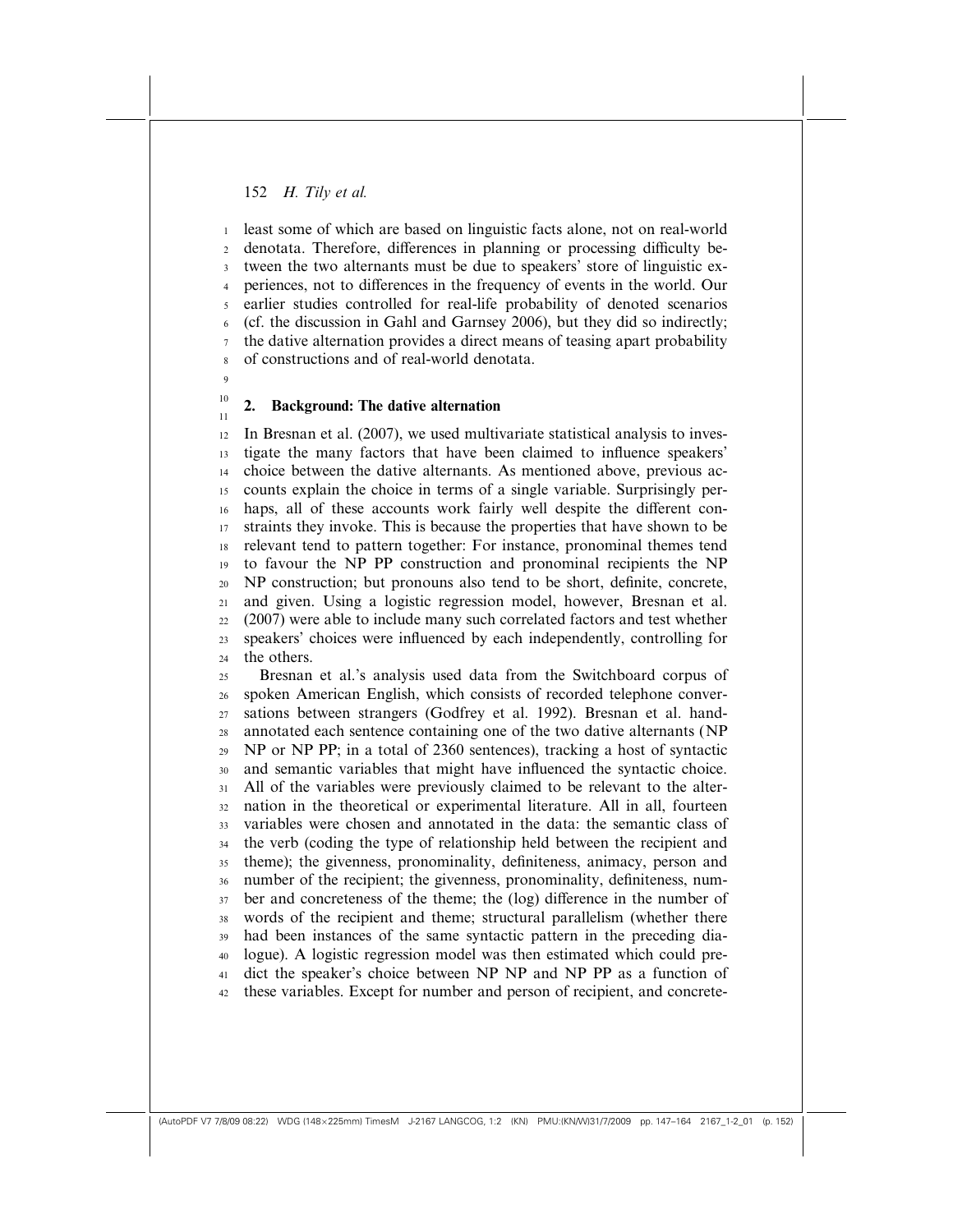least some of which are based on linguistic facts alone, not on real-world denotata. Therefore, differences in planning or processing difficulty between the two alternants must be due to speakers' store of linguistic experiences, not to differences in the frequency of events in the world. Our earlier studies controlled for real-life probability of denoted scenarios (cf. the discussion in Gahl and Garnsey 2006), but they did so indirectly; the dative alternation provides a direct means of teasing apart probability of constructions and of real-world denotata.

## 2. Background: The dative alternation

In Bresnan et al. (2007), we used multivariate statistical analysis to investigate the many factors that have been claimed to influence speakers' choice between the dative alternants. As mentioned above, previous accounts explain the choice in terms of a single variable. Surprisingly perhaps, all of these accounts work fairly well despite the different constraints they invoke. This is because the properties that have shown to be relevant tend to pattern together: For instance, pronominal themes tend to favour the NP PP construction and pronominal recipients the NP NP construction; but pronouns also tend to be short, definite, concrete, and given. Using a logistic regression model, however, Bresnan et al. (2007) were able to include many such correlated factors and test whether speakers' choices were influenced by each independently, controlling for the others.

Bresnan et al.'s analysis used data from the Switchboard corpus of spoken American English, which consists of recorded telephone conversations between strangers (Godfrey et al. 1992). Bresnan et al. hand-annotated each sentence containing one of the two dative alternants (NP NP or NP PP; in a total of 2360 sentences), tracking a host of syntactic and semantic variables that might have influenced the syntactic choice. All of the variables were previously claimed to be relevant to the alternation in the theoretical or experimental literature. All in all, fourteen variables were chosen and annotated in the data: the semantic class of the verb (coding the type of relationship held between the recipient and theme); the givenness, pronominality, definiteness, animacy, person and number of the recipient; the givenness, pronominality, definiteness, number and concreteness of the theme; the (log) difference in the number of words of the recipient and theme; structural parallelism (whether there had been instances of the same syntactic pattern in the preceding dialogue). A logistic regression model was then estimated which could predict the speaker's choice between NP NP and NP PP as a function of these variables. Except for number and person of recipient, and concrete-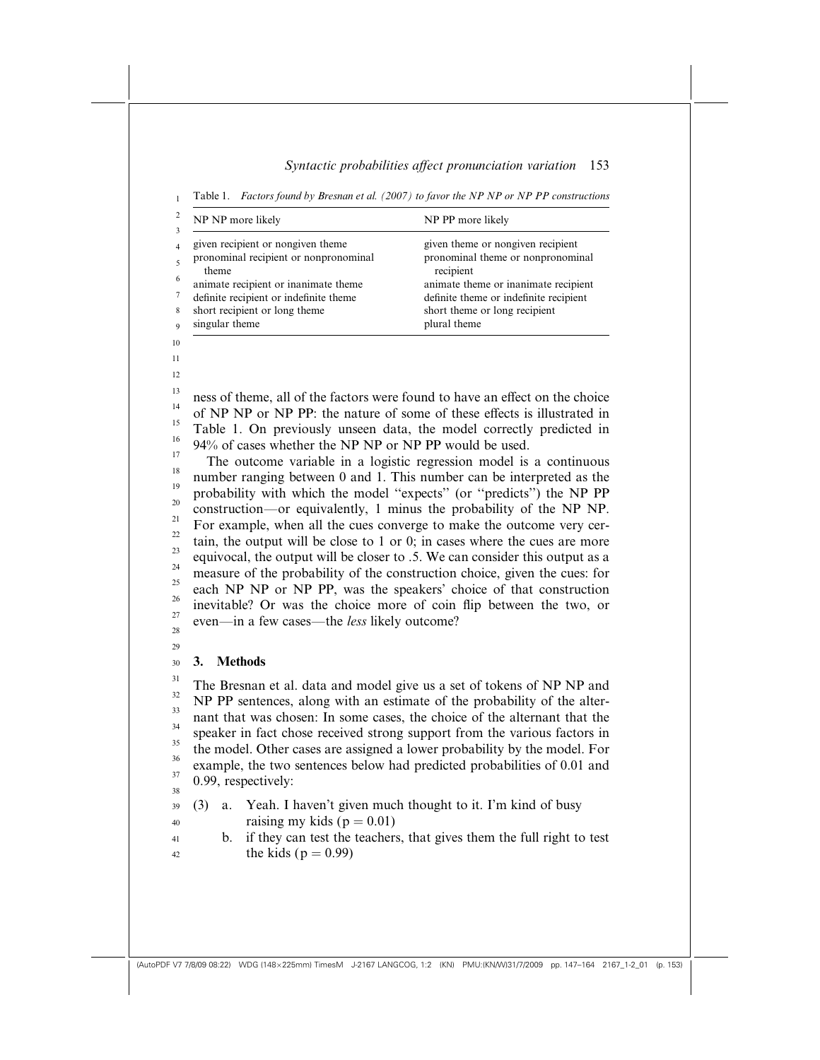Table 1. *Factors found by Bresnan et al. (2007) to favor the NP NP or NP PP constructions*

| NP NP more likely | NP PP more likely |
|---|---|
| given recipient or nongiven theme | given theme or nongiven recipient |
| pronominal recipient or nonpronominal theme | pronominal theme or nonpronominal recipient |
| animate recipient or inanimate theme | animate theme or inanimate recipient |
| definite recipient or indefinite theme | definite theme or indefinite recipient |
| short recipient or long theme | short theme or long recipient |
| singular theme | plural theme |

ness of theme, all of the factors were found to have an effect on the choice of NP NP or NP PP: the nature of some of these effects is illustrated in Table 1. On previously unseen data, the model correctly predicted in 94% of cases whether the NP NP or NP PP would be used.

The outcome variable in a logistic regression model is a continuous number ranging between 0 and 1. This number can be interpreted as the probability with which the model "expects" (or "predicts") the NP PP construction—or equivalently, 1 minus the probability of the NP NP. For example, when all the cues converge to make the outcome very certain, the output will be close to 1 or 0; in cases where the cues are more equivocal, the output will be closer to .5. We can consider this output as a measure of the probability of the construction choice, given the cues: for each NP NP or NP PP, was the speakers' choice of that construction inevitable? Or was the choice more of coin flip between the two, or even—in a few cases—the *less* likely outcome?

## 3. Methods

The Bresnan et al. data and model give us a set of tokens of NP NP and NP PP sentences, along with an estimate of the probability of the alternant that was chosen: In some cases, the choice of the alternant that the speaker in fact chose received strong support from the various factors in the model. Other cases are assigned a lower probability by the model. For example, the two sentences below had predicted probabilities of 0.01 and 0.99, respectively:

(3) a. Yeah. I haven't given much thought to it. I'm kind of busy raising my kids ($p = 0.01$)

b. if they can test the teachers, that gives them the full right to test the kids ($p = 0.99$)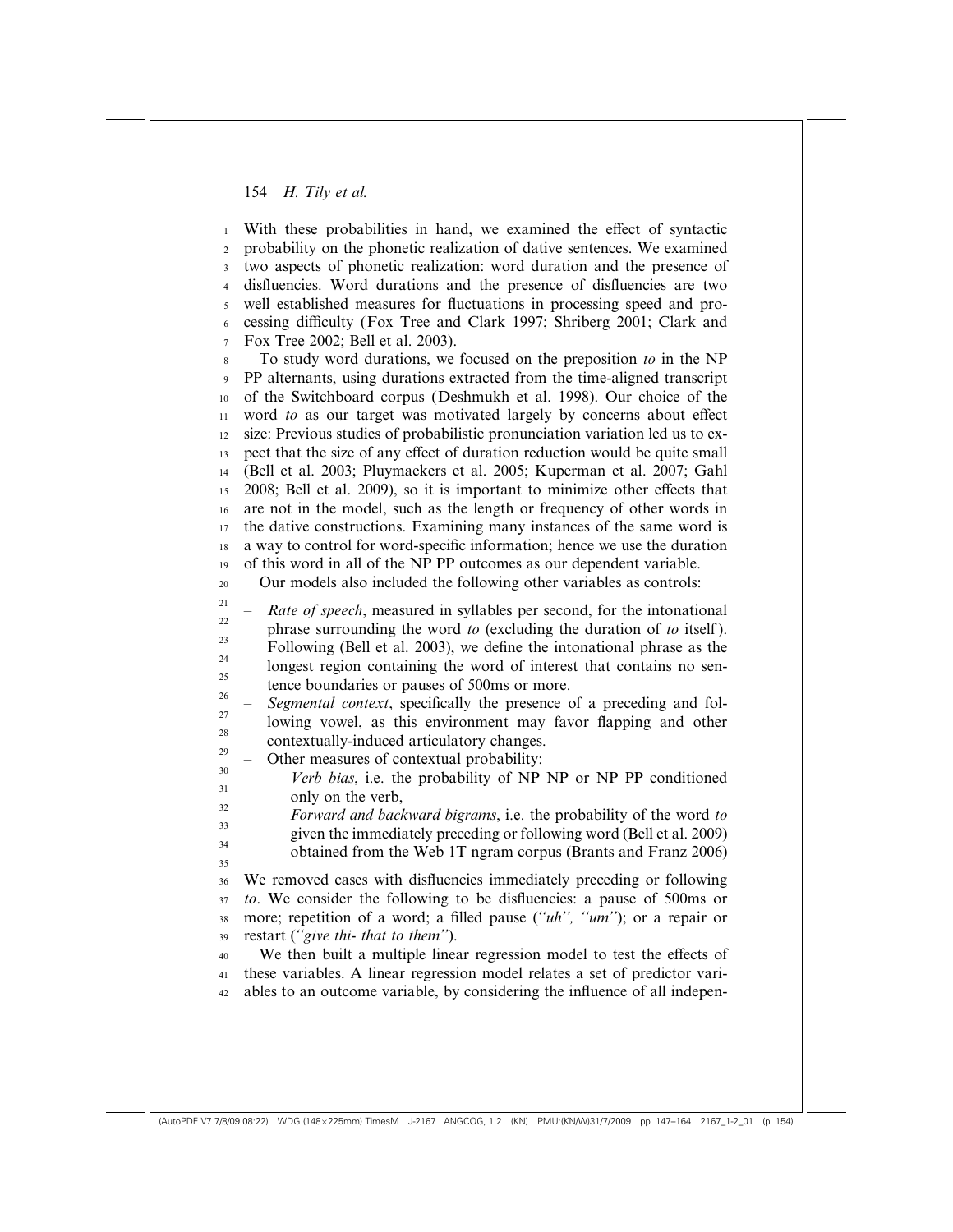With these probabilities in hand, we examined the effect of syntactic probability on the phonetic realization of dative sentences. We examined two aspects of phonetic realization: word duration and the presence of disfluencies. Word durations and the presence of disfluencies are two well established measures for fluctuations in processing speed and processing difficulty (Fox Tree and Clark 1997; Shriberg 2001; Clark and Fox Tree 2002; Bell et al. 2003).

To study word durations, we focused on the preposition *to* in the NP PP alternants, using durations extracted from the time-aligned transcript of the Switchboard corpus (Deshmukh et al. 1998). Our choice of the word *to* as our target was motivated largely by concerns about effect size: Previous studies of probabilistic pronunciation variation led us to expect that the size of any effect of duration reduction would be quite small (Bell et al. 2003; Pluymaekers et al. 2005; Kuperman et al. 2007; Gahl 2008; Bell et al. 2009), so it is important to minimize other effects that are not in the model, such as the length or frequency of other words in the dative constructions. Examining many instances of the same word is a way to control for word-specific information; hence we use the duration of this word in all of the NP PP outcomes as our dependent variable.

Our models also included the following other variables as controls:

- *Rate of speech*, measured in syllables per second, for the intonational phrase surrounding the word *to* (excluding the duration of *to* itself). Following (Bell et al. 2003), we define the intonational phrase as the longest region containing the word of interest that contains no sentence boundaries or pauses of 500ms or more.
- *Segmental context*, specifically the presence of a preceding and following vowel, as this environment may favor flapping and other contextually-induced articulatory changes.
- Other measures of contextual probability:
  - *Verb bias*, i.e. the probability of NP NP or NP PP conditioned only on the verb,
  - *Forward and backward bigrams*, i.e. the probability of the word *to* given the immediately preceding or following word (Bell et al. 2009) obtained from the Web 1T ngram corpus (Brants and Franz 2006)

We removed cases with disfluencies immediately preceding or following *to*. We consider the following to be disfluencies: a pause of 500ms or more; repetition of a word; a filled pause (*"uh", "um"*); or a repair or restart (*"give thi- that to them"*).

We then built a multiple linear regression model to test the effects of these variables. A linear regression model relates a set of predictor variables to an outcome variable, by considering the influence of all indepen-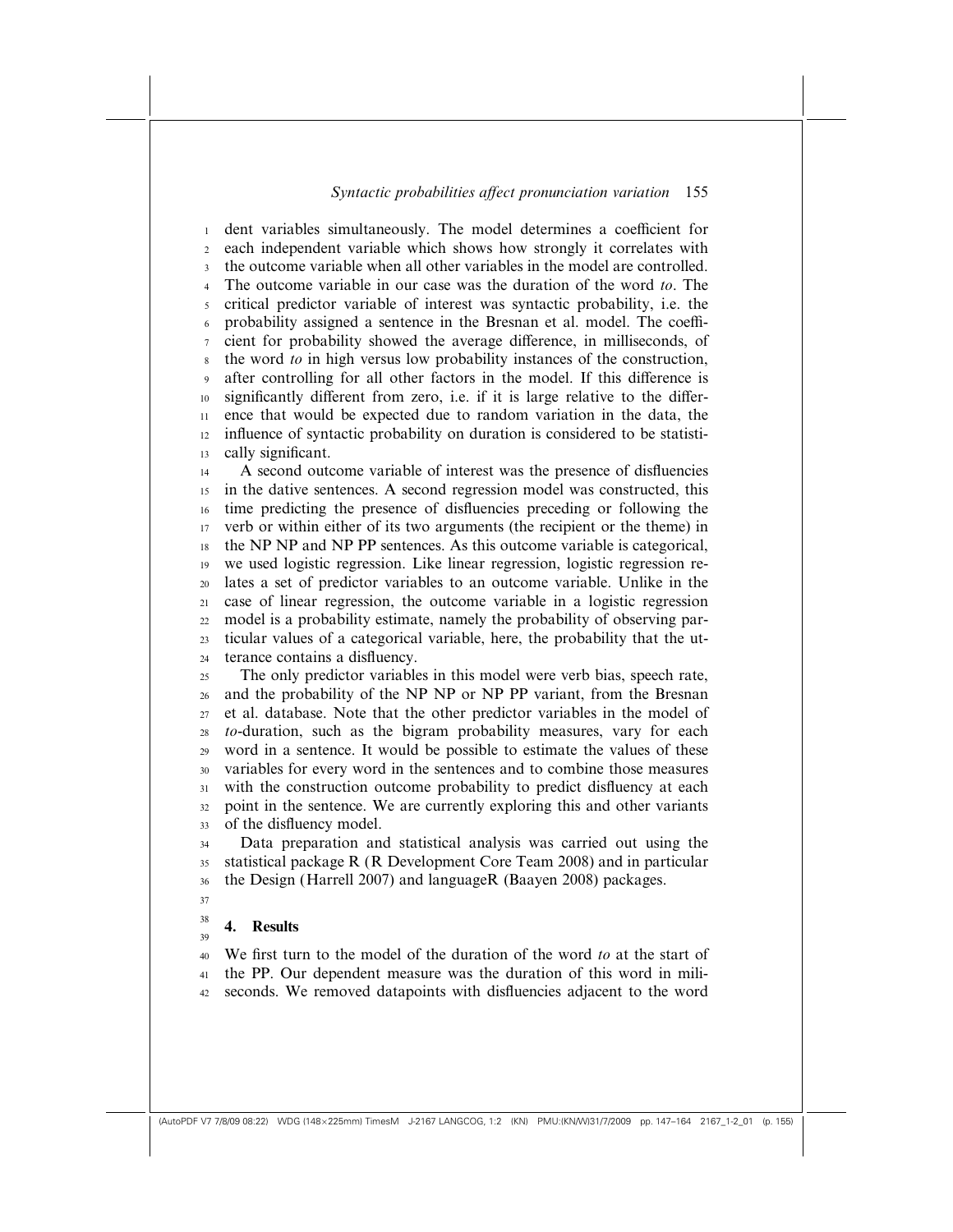dent variables simultaneously. The model determines a coefficient for each independent variable which shows how strongly it correlates with the outcome variable when all other variables in the model are controlled. The outcome variable in our case was the duration of the word *to*. The critical predictor variable of interest was syntactic probability, i.e. the probability assigned a sentence in the Bresnan et al. model. The coefficient for probability showed the average difference, in milliseconds, of the word *to* in high versus low probability instances of the construction, after controlling for all other factors in the model. If this difference is significantly different from zero, i.e. if it is large relative to the difference that would be expected due to random variation in the data, the influence of syntactic probability on duration is considered to be statistically significant.

A second outcome variable of interest was the presence of disfluencies in the dative sentences. A second regression model was constructed, this time predicting the presence of disfluencies preceding or following the verb or within either of its two arguments (the recipient or the theme) in the NP NP and NP PP sentences. As this outcome variable is categorical, we used logistic regression. Like linear regression, logistic regression relates a set of predictor variables to an outcome variable. Unlike in the case of linear regression, the outcome variable in a logistic regression model is a probability estimate, namely the probability of observing particular values of a categorical variable, here, the probability that the utterance contains a disfluency.

The only predictor variables in this model were verb bias, speech rate, and the probability of the NP NP or NP PP variant, from the Bresnan et al. database. Note that the other predictor variables in the model of *to*-duration, such as the bigram probability measures, vary for each word in a sentence. It would be possible to estimate the values of these variables for every word in the sentences and to combine those measures with the construction outcome probability to predict disfluency at each point in the sentence. We are currently exploring this and other variants of the disfluency model.

Data preparation and statistical analysis was carried out using the statistical package R (R Development Core Team 2008) and in particular the Design (Harrell 2007) and languageR (Baayen 2008) packages.

## 4. Results

We first turn to the model of the duration of the word *to* at the start of the PP. Our dependent measure was the duration of this word in miliseconds. We removed datapoints with disfluencies adjacent to the word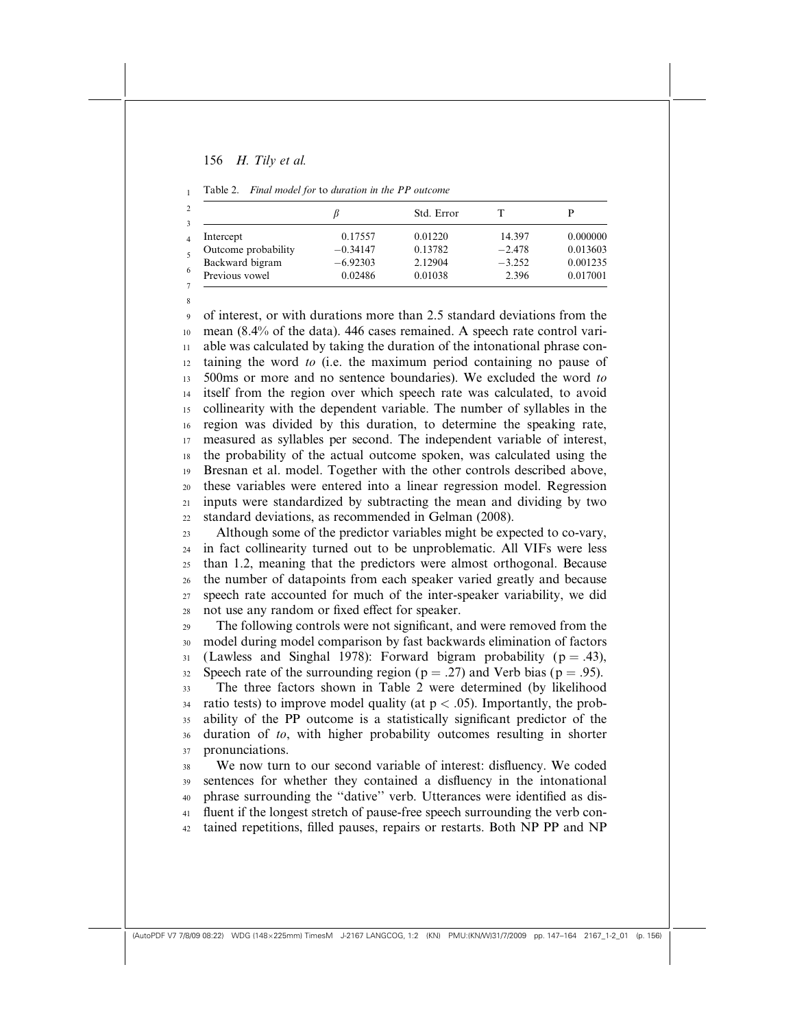Table 2. *Final model for* to *duration in the PP outcome*

| | $\beta$ | Std. Error | T | P |
|---|---|---|---|---|
| Intercept | 0.17557 | 0.01220 | 14.397 | 0.000000 |
| Outcome probability | −0.34147 | 0.13782 | −2.478 | 0.013603 |
| Backward bigram | −6.92303 | 2.12904 | −3.252 | 0.001235 |
| Previous vowel | 0.02486 | 0.01038 | 2.396 | 0.017001 |

of interest, or with durations more than 2.5 standard deviations from the mean (8.4% of the data). 446 cases remained. A speech rate control variable was calculated by taking the duration of the intonational phrase containing the word *to* (i.e. the maximum period containing no pause of 500ms or more and no sentence boundaries). We excluded the word *to* itself from the region over which speech rate was calculated, to avoid collinearity with the dependent variable. The number of syllables in the region was divided by this duration, to determine the speaking rate, measured as syllables per second. The independent variable of interest, the probability of the actual outcome spoken, was calculated using the Bresnan et al. model. Together with the other controls described above, these variables were entered into a linear regression model. Regression inputs were standardized by subtracting the mean and dividing by two standard deviations, as recommended in Gelman (2008).

Although some of the predictor variables might be expected to co-vary, in fact collinearity turned out to be unproblematic. All VIFs were less than 1.2, meaning that the predictors were almost orthogonal. Because the number of datapoints from each speaker varied greatly and because speech rate accounted for much of the inter-speaker variability, we did not use any random or fixed effect for speaker.

The following controls were not significant, and were removed from the model during model comparison by fast backwards elimination of factors (Lawless and Singhal 1978): Forward bigram probability ($p = .43$), Speech rate of the surrounding region ($p = .27$) and Verb bias ($p = .95$).

The three factors shown in Table 2 were determined (by likelihood ratio tests) to improve model quality (at $p < .05$). Importantly, the probability of the PP outcome is a statistically significant predictor of the duration of *to*, with higher probability outcomes resulting in shorter pronunciations.

We now turn to our second variable of interest: disfluency. We coded sentences for whether they contained a disfluency in the intonational phrase surrounding the "dative" verb. Utterances were identified as disfluent if the longest stretch of pause-free speech surrounding the verb contained repetitions, filled pauses, repairs or restarts. Both NP PP and NP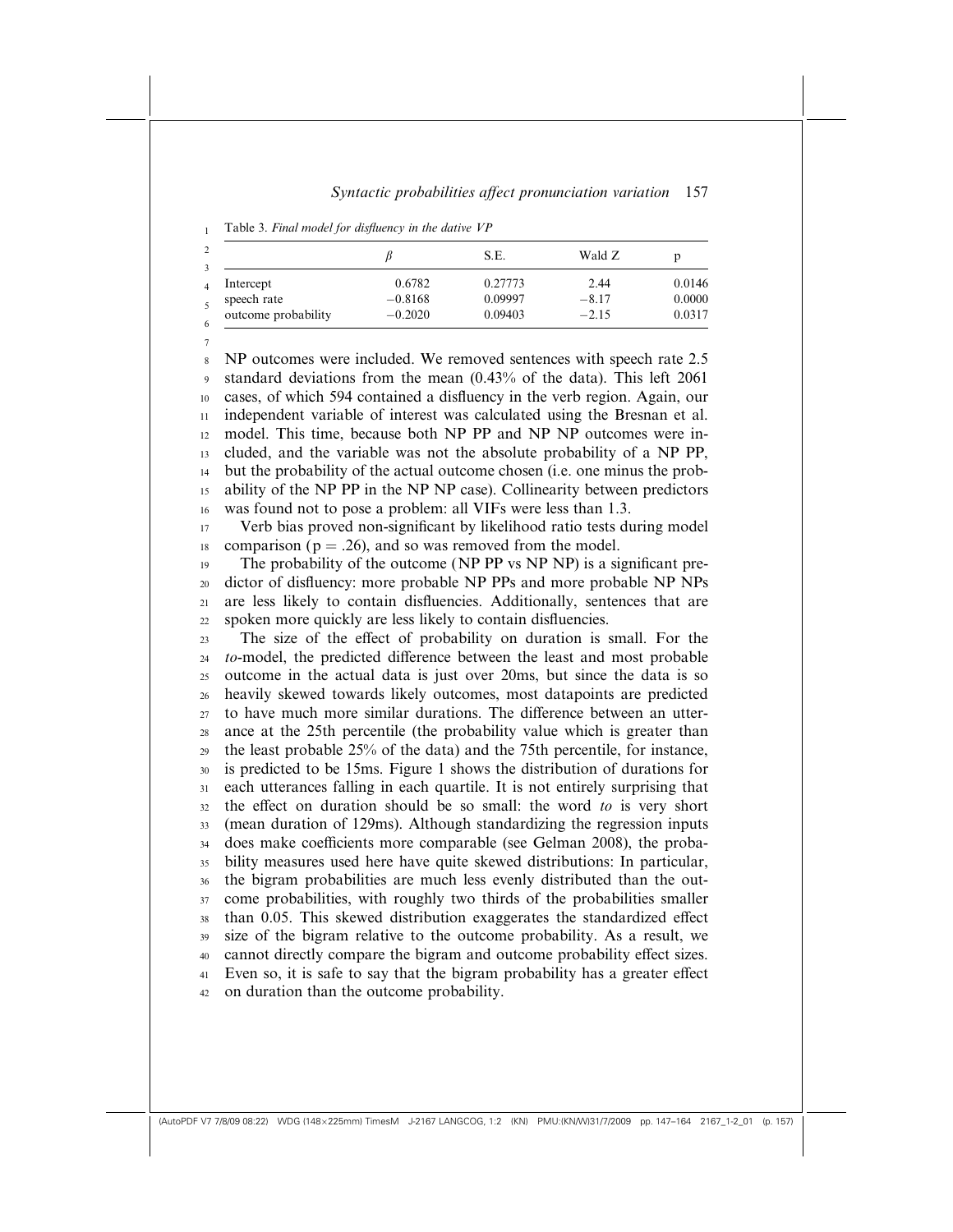Table 3. *Final model for disfluency in the dative VP*

| | $\beta$ | S.E. | Wald Z | p |
|---|---|---|---|---|
| Intercept | 0.6782 | 0.27773 | 2.44 | 0.0146 |
| speech rate | −0.8168 | 0.09997 | −8.17 | 0.0000 |
| outcome probability | −0.2020 | 0.09403 | −2.15 | 0.0317 |

NP outcomes were included. We removed sentences with speech rate 2.5 standard deviations from the mean (0.43% of the data). This left 2061 cases, of which 594 contained a disfluency in the verb region. Again, our independent variable of interest was calculated using the Bresnan et al. model. This time, because both NP PP and NP NP outcomes were included, and the variable was not the absolute probability of a NP PP, but the probability of the actual outcome chosen (i.e. one minus the probability of the NP PP in the NP NP case). Collinearity between predictors was found not to pose a problem: all VIFs were less than 1.3.

Verb bias proved non-significant by likelihood ratio tests during model comparison ($p = .26$), and so was removed from the model.

The probability of the outcome (NP PP vs NP NP) is a significant predictor of disfluency: more probable NP PPs and more probable NP NPs are less likely to contain disfluencies. Additionally, sentences that are spoken more quickly are less likely to contain disfluencies.

The size of the effect of probability on duration is small. For the *to*-model, the predicted difference between the least and most probable outcome in the actual data is just over 20ms, but since the data is so heavily skewed towards likely outcomes, most datapoints are predicted to have much more similar durations. The difference between an utterance at the 25th percentile (the probability value which is greater than the least probable 25% of the data) and the 75th percentile, for instance, is predicted to be 15ms. Figure 1 shows the distribution of durations for each utterances falling in each quartile. It is not entirely surprising that the effect on duration should be so small: the word *to* is very short (mean duration of 129ms). Although standardizing the regression inputs does make coefficients more comparable (see Gelman 2008), the probability measures used here have quite skewed distributions: In particular, the bigram probabilities are much less evenly distributed than the outcome probabilities, with roughly two thirds of the probabilities smaller than 0.05. This skewed distribution exaggerates the standardized effect size of the bigram relative to the outcome probability. As a result, we cannot directly compare the bigram and outcome probability effect sizes. Even so, it is safe to say that the bigram probability has a greater effect on duration than the outcome probability.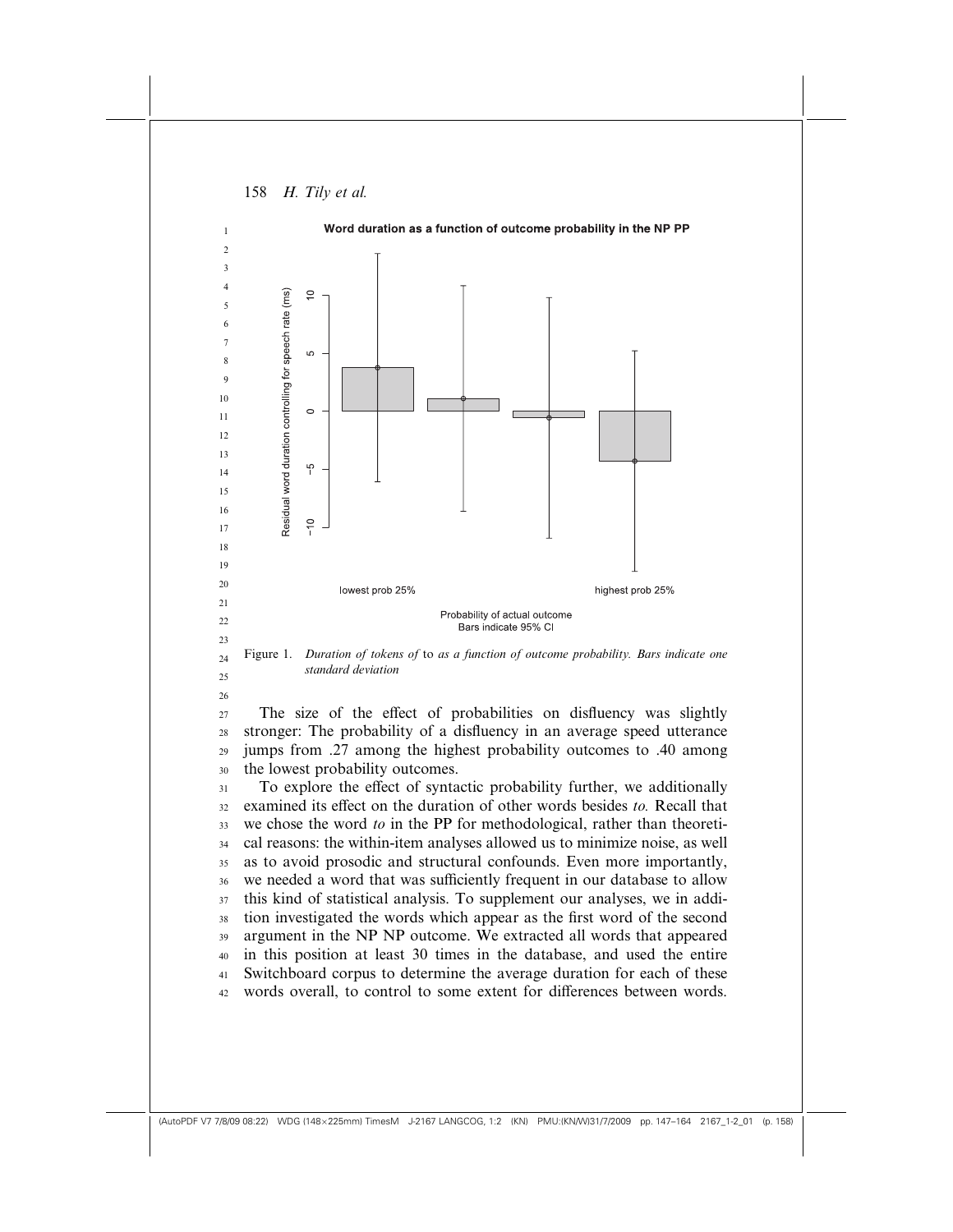Word duration as a function of outcome probability in the NP PP

Figure 1. *Duration of tokens of* to *as a function of outcome probability. Bars indicate one standard deviation*

The size of the effect of probabilities on disfluency was slightly stronger: The probability of a disfluency in an average speed utterance jumps from .27 among the highest probability outcomes to .40 among the lowest probability outcomes.

To explore the effect of syntactic probability further, we additionally examined its effect on the duration of other words besides *to.* Recall that we chose the word *to* in the PP for methodological, rather than theoretical reasons: the within-item analyses allowed us to minimize noise, as well as to avoid prosodic and structural confounds. Even more importantly, we needed a word that was sufficiently frequent in our database to allow this kind of statistical analysis. To supplement our analyses, we in addition investigated the words which appear as the first word of the second argument in the NP NP outcome. We extracted all words that appeared in this position at least 30 times in the database, and used the entire Switchboard corpus to determine the average duration for each of these words overall, to control to some extent for differences between words.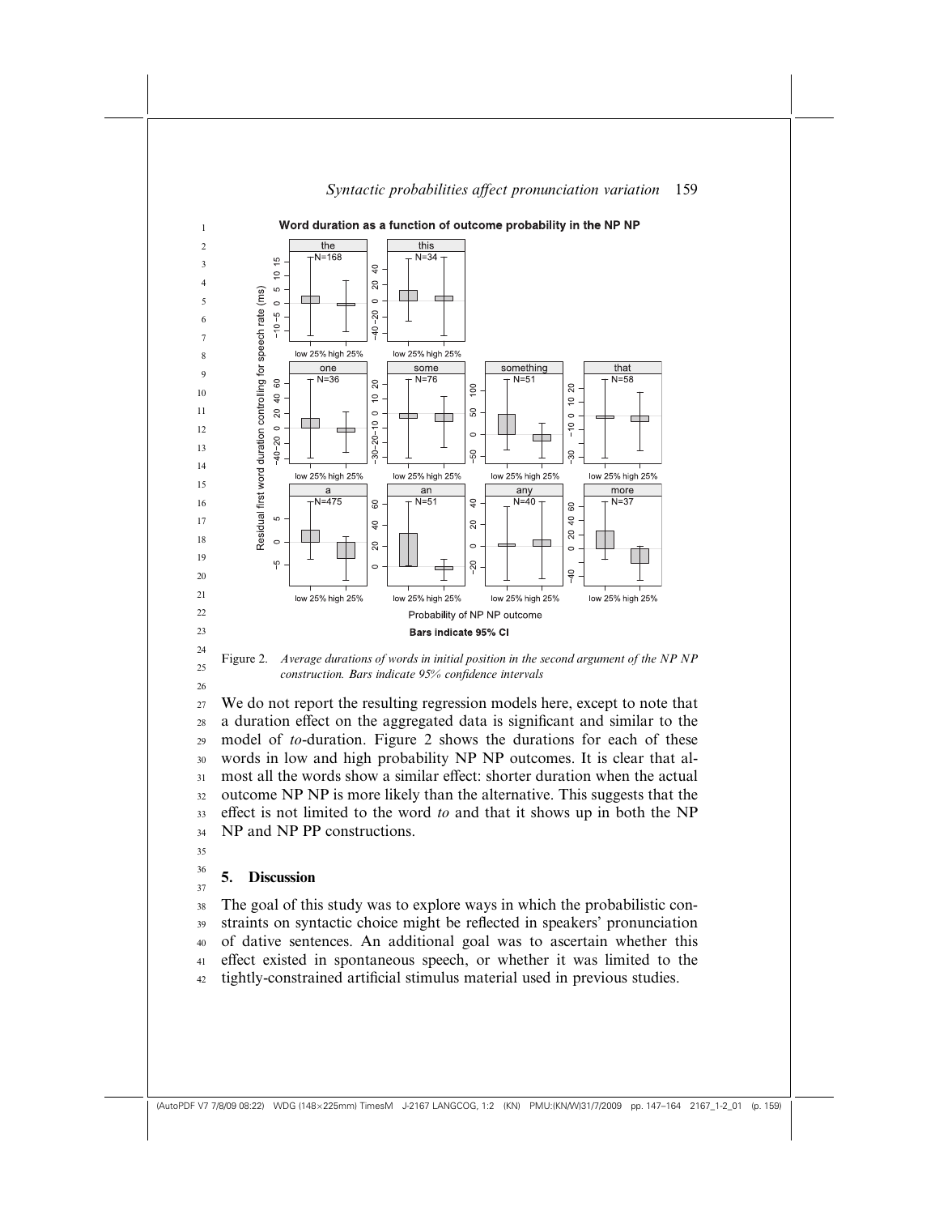Figure 2. *Average durations of words in initial position in the second argument of the NP NP construction. Bars indicate 95% confidence intervals*

We do not report the resulting regression models here, except to note that a duration effect on the aggregated data is significant and similar to the model of *to*-duration. Figure 2 shows the durations for each of these words in low and high probability NP NP outcomes. It is clear that almost all the words show a similar effect: shorter duration when the actual outcome NP NP is more likely than the alternative. This suggests that the effect is not limited to the word *to* and that it shows up in both the NP NP and NP PP constructions.

## 5. Discussion

The goal of this study was to explore ways in which the probabilistic constraints on syntactic choice might be reflected in speakers' pronunciation of dative sentences. An additional goal was to ascertain whether this effect existed in spontaneous speech, or whether it was limited to the tightly-constrained artificial stimulus material used in previous studies.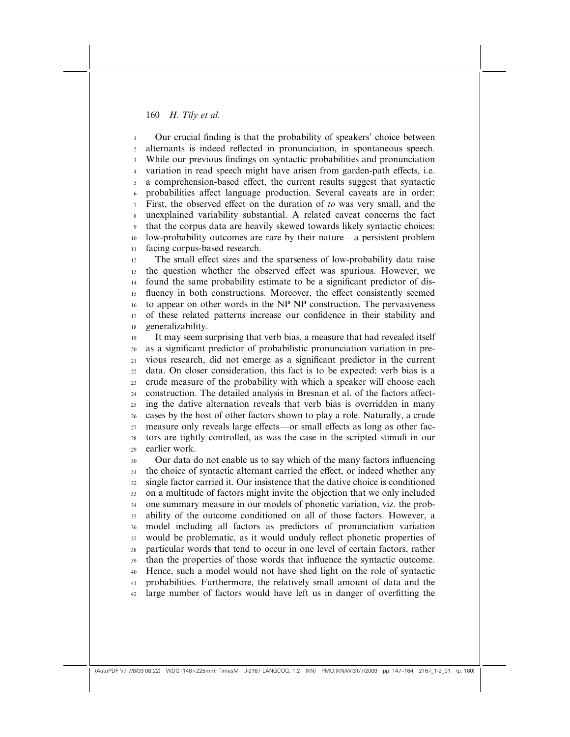Our crucial finding is that the probability of speakers' choice between alternants is indeed reflected in pronunciation, in spontaneous speech. While our previous findings on syntactic probabilities and pronunciation variation in read speech might have arisen from garden-path effects, i.e. a comprehension-based effect, the current results suggest that syntactic probabilities affect language production. Several caveats are in order: First, the observed effect on the duration of *to* was very small, and the unexplained variability substantial. A related caveat concerns the fact that the corpus data are heavily skewed towards likely syntactic choices: low-probability outcomes are rare by their nature—a persistent problem facing corpus-based research.

The small effect sizes and the sparseness of low-probability data raise the question whether the observed effect was spurious. However, we found the same probability estimate to be a significant predictor of disfluency in both constructions. Moreover, the effect consistently seemed to appear on other words in the NP NP construction. The pervasiveness of these related patterns increase our confidence in their stability and generalizability.

It may seem surprising that verb bias, a measure that had revealed itself as a significant predictor of probabilistic pronunciation variation in previous research, did not emerge as a significant predictor in the current data. On closer consideration, this fact is to be expected: verb bias is a crude measure of the probability with which a speaker will choose each construction. The detailed analysis in Bresnan et al. of the factors affecting the dative alternation reveals that verb bias is overridden in many cases by the host of other factors shown to play a role. Naturally, a crude measure only reveals large effects—or small effects as long as other factors are tightly controlled, as was the case in the scripted stimuli in our earlier work.

Our data do not enable us to say which of the many factors influencing the choice of syntactic alternant carried the effect, or indeed whether any single factor carried it. Our insistence that the dative choice is conditioned on a multitude of factors might invite the objection that we only included one summary measure in our models of phonetic variation, viz. the probability of the outcome conditioned on all of those factors. However, a model including all factors as predictors of pronunciation variation would be problematic, as it would unduly reflect phonetic properties of particular words that tend to occur in one level of certain factors, rather than the properties of those words that influence the syntactic outcome. Hence, such a model would not have shed light on the role of syntactic probabilities. Furthermore, the relatively small amount of data and the large number of factors would have left us in danger of overfitting the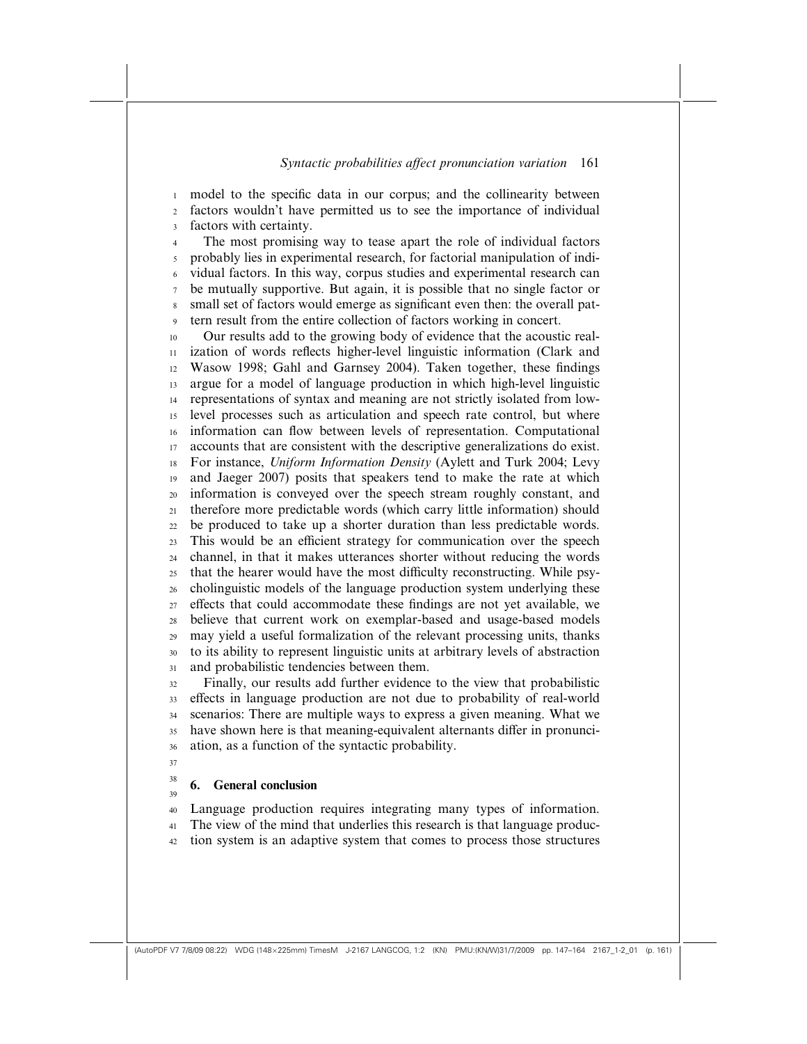model to the specific data in our corpus; and the collinearity between factors wouldn't have permitted us to see the importance of individual factors with certainty.

The most promising way to tease apart the role of individual factors probably lies in experimental research, for factorial manipulation of individual factors. In this way, corpus studies and experimental research can be mutually supportive. But again, it is possible that no single factor or small set of factors would emerge as significant even then: the overall pattern result from the entire collection of factors working in concert.

Our results add to the growing body of evidence that the acoustic realization of words reflects higher-level linguistic information (Clark and Wasow 1998; Gahl and Garnsey 2004). Taken together, these findings argue for a model of language production in which high-level linguistic representations of syntax and meaning are not strictly isolated from low-level processes such as articulation and speech rate control, but where information can flow between levels of representation. Computational accounts that are consistent with the descriptive generalizations do exist. For instance, *Uniform Information Density* (Aylett and Turk 2004; Levy and Jaeger 2007) posits that speakers tend to make the rate at which information is conveyed over the speech stream roughly constant, and therefore more predictable words (which carry little information) should be produced to take up a shorter duration than less predictable words. This would be an efficient strategy for communication over the speech channel, in that it makes utterances shorter without reducing the words that the hearer would have the most difficulty reconstructing. While psycholinguistic models of the language production system underlying these effects that could accommodate these findings are not yet available, we believe that current work on exemplar-based and usage-based models may yield a useful formalization of the relevant processing units, thanks to its ability to represent linguistic units at arbitrary levels of abstraction and probabilistic tendencies between them.

Finally, our results add further evidence to the view that probabilistic effects in language production are not due to probability of real-world scenarios: There are multiple ways to express a given meaning. What we have shown here is that meaning-equivalent alternants differ in pronunciation, as a function of the syntactic probability.

## 6. General conclusion

Language production requires integrating many types of information. The view of the mind that underlies this research is that language production system is an adaptive system that comes to process those structures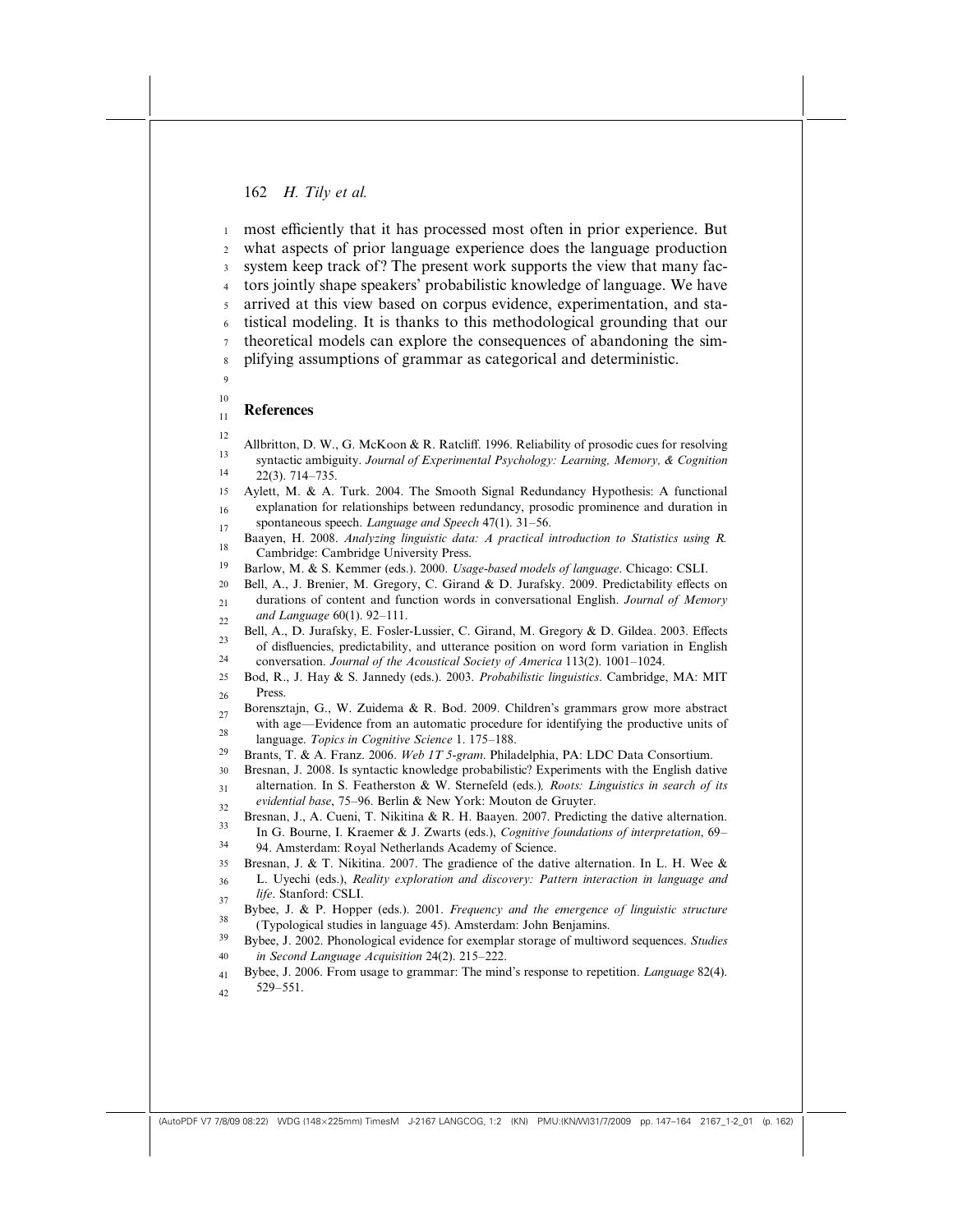most efficiently that it has processed most often in prior experience. But what aspects of prior language experience does the language production system keep track of? The present work supports the view that many factors jointly shape speakers' probabilistic knowledge of language. We have arrived at this view based on corpus evidence, experimentation, and statistical modeling. It is thanks to this methodological grounding that our theoretical models can explore the consequences of abandoning the simplifying assumptions of grammar as categorical and deterministic.

## References

Allbritton, D. W., G. McKoon & R. Ratcliff. 1996. Reliability of prosodic cues for resolving syntactic ambiguity. *Journal of Experimental Psychology: Learning, Memory, & Cognition* 22(3). 714–735.

Aylett, M. & A. Turk. 2004. The Smooth Signal Redundancy Hypothesis: A functional explanation for relationships between redundancy, prosodic prominence and duration in spontaneous speech. *Language and Speech* 47(1). 31–56.

Baayen, H. 2008. *Analyzing linguistic data: A practical introduction to Statistics using R.* Cambridge: Cambridge University Press.

Barlow, M. & S. Kemmer (eds.). 2000. *Usage-based models of language*. Chicago: CSLI.

Bell, A., J. Brenier, M. Gregory, C. Girand & D. Jurafsky. 2009. Predictability effects on durations of content and function words in conversational English. *Journal of Memory and Language* 60(1). 92–111.

Bell, A., D. Jurafsky, E. Fosler-Lussier, C. Girand, M. Gregory & D. Gildea. 2003. Effects of disfluencies, predictability, and utterance position on word form variation in English conversation. *Journal of the Acoustical Society of America* 113(2). 1001–1024.

Bod, R., J. Hay & S. Jannedy (eds.). 2003. *Probabilistic linguistics*. Cambridge, MA: MIT Press.

Borensztajn, G., W. Zuidema & R. Bod. 2009. Children's grammars grow more abstract with age—Evidence from an automatic procedure for identifying the productive units of language. *Topics in Cognitive Science* 1. 175–188.

Brants, T. & A. Franz. 2006. *Web 1T 5-gram*. Philadelphia, PA: LDC Data Consortium.

Bresnan, J. 2008. Is syntactic knowledge probabilistic? Experiments with the English dative alternation. In S. Featherston & W. Sternefeld (eds.), *Roots: Linguistics in search of its evidential base*, 75–96. Berlin & New York: Mouton de Gruyter.

Bresnan, J., A. Cueni, T. Nikitina & R. H. Baayen. 2007. Predicting the dative alternation. In G. Bourne, I. Kraemer & J. Zwarts (eds.), *Cognitive foundations of interpretation*, 69–94. Amsterdam: Royal Netherlands Academy of Science.

Bresnan, J. & T. Nikitina. 2007. The gradience of the dative alternation. In L. H. Wee & L. Uyechi (eds.), *Reality exploration and discovery: Pattern interaction in language and life*. Stanford: CSLI.

Bybee, J. & P. Hopper (eds.). 2001. *Frequency and the emergence of linguistic structure* (Typological studies in language 45). Amsterdam: John Benjamins.

Bybee, J. 2002. Phonological evidence for exemplar storage of multiword sequences. *Studies in Second Language Acquisition* 24(2). 215–222.

Bybee, J. 2006. From usage to grammar: The mind's response to repetition. *Language* 82(4). 529–551.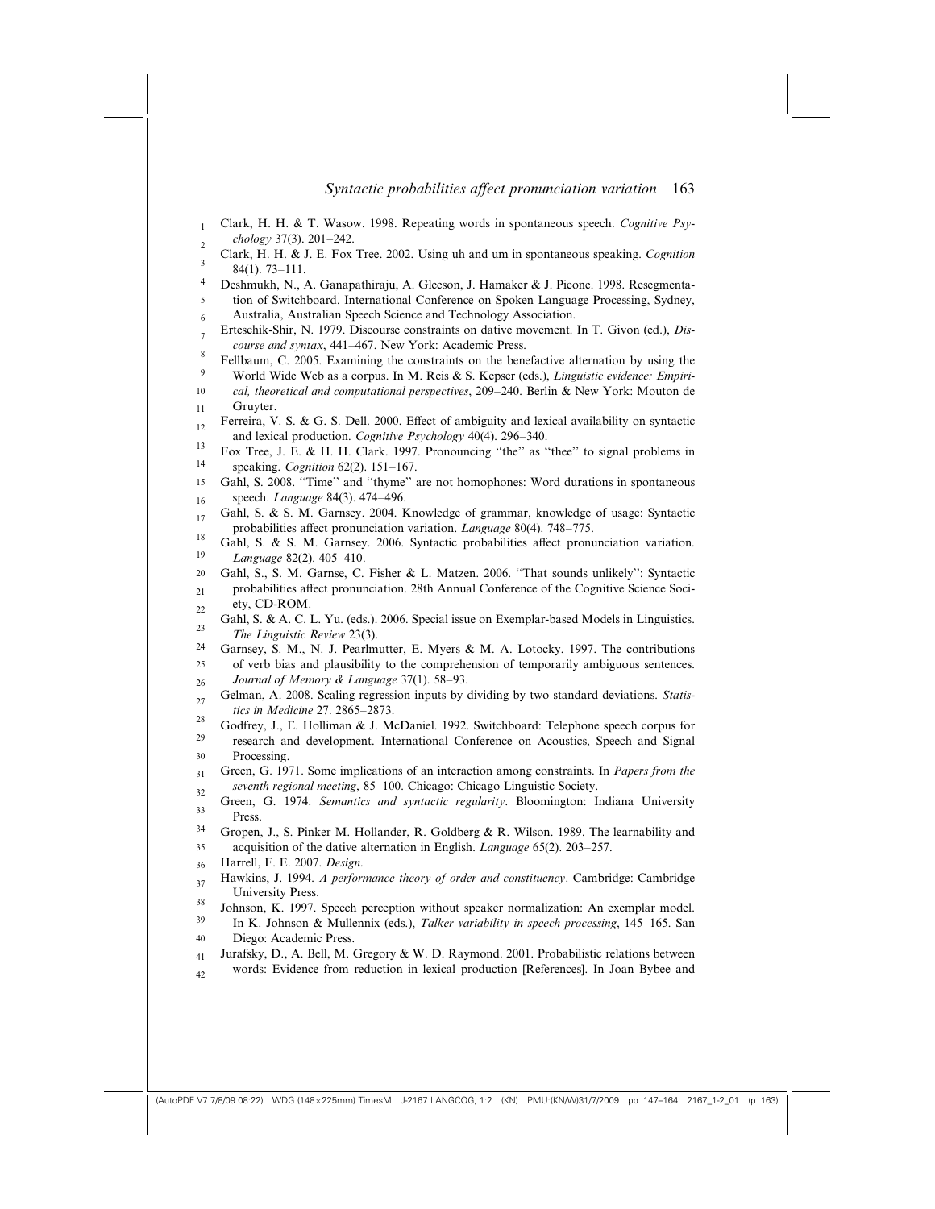Clark, H. H. & T. Wasow. 1998. Repeating words in spontaneous speech. *Cognitive Psychology* 37(3). 201–242.

Clark, H. H. & J. E. Fox Tree. 2002. Using uh and um in spontaneous speaking. *Cognition* 84(1). 73–111.

Deshmukh, N., A. Ganapathiraju, A. Gleeson, J. Hamaker & J. Picone. 1998. Resegmentation of Switchboard. International Conference on Spoken Language Processing, Sydney, Australia, Australian Speech Science and Technology Association.

Erteschik-Shir, N. 1979. Discourse constraints on dative movement. In T. Givon (ed.), *Discourse and syntax*, 441–467. New York: Academic Press.

Fellbaum, C. 2005. Examining the constraints on the benefactive alternation by using the World Wide Web as a corpus. In M. Reis & S. Kepser (eds.), *Linguistic evidence: Empirical, theoretical and computational perspectives*, 209–240. Berlin & New York: Mouton de Gruyter.

Ferreira, V. S. & G. S. Dell. 2000. Effect of ambiguity and lexical availability on syntactic and lexical production. *Cognitive Psychology* 40(4). 296–340.

Fox Tree, J. E. & H. H. Clark. 1997. Pronouncing ''the'' as ''thee'' to signal problems in speaking. *Cognition* 62(2). 151–167.

Gahl, S. 2008. ''Time'' and ''thyme'' are not homophones: Word durations in spontaneous speech. *Language* 84(3). 474–496.

Gahl, S. & S. M. Garnsey. 2004. Knowledge of grammar, knowledge of usage: Syntactic probabilities affect pronunciation variation. *Language* 80(4). 748–775.

Gahl, S. & S. M. Garnsey. 2006. Syntactic probabilities affect pronunciation variation. *Language* 82(2). 405–410.

Gahl, S., S. M. Garnse, C. Fisher & L. Matzen. 2006. ''That sounds unlikely'': Syntactic probabilities affect pronunciation. 28th Annual Conference of the Cognitive Science Society, CD-ROM.

Gahl, S. & A. C. L. Yu. (eds.). 2006. Special issue on Exemplar-based Models in Linguistics. *The Linguistic Review* 23(3).

Garnsey, S. M., N. J. Pearlmutter, E. Myers & M. A. Lotocky. 1997. The contributions of verb bias and plausibility to the comprehension of temporarily ambiguous sentences. *Journal of Memory & Language* 37(1). 58–93.

Gelman, A. 2008. Scaling regression inputs by dividing by two standard deviations. *Statistics in Medicine* 27. 2865–2873.

Godfrey, J., E. Holliman & J. McDaniel. 1992. Switchboard: Telephone speech corpus for research and development. International Conference on Acoustics, Speech and Signal Processing.

Green, G. 1971. Some implications of an interaction among constraints. In *Papers from the seventh regional meeting*, 85–100. Chicago: Chicago Linguistic Society.

Green, G. 1974. *Semantics and syntactic regularity*. Bloomington: Indiana University Press.

Gropen, J., S. Pinker M. Hollander, R. Goldberg & R. Wilson. 1989. The learnability and acquisition of the dative alternation in English. *Language* 65(2). 203–257.

Harrell, F. E. 2007. *Design*.

Hawkins, J. 1994. *A performance theory of order and constituency*. Cambridge: Cambridge University Press.

Johnson, K. 1997. Speech perception without speaker normalization: An exemplar model. In K. Johnson & Mullennix (eds.), *Talker variability in speech processing*, 145–165. San Diego: Academic Press.

Jurafsky, D., A. Bell, M. Gregory & W. D. Raymond. 2001. Probabilistic relations between words: Evidence from reduction in lexical production [References]. In Joan Bybee and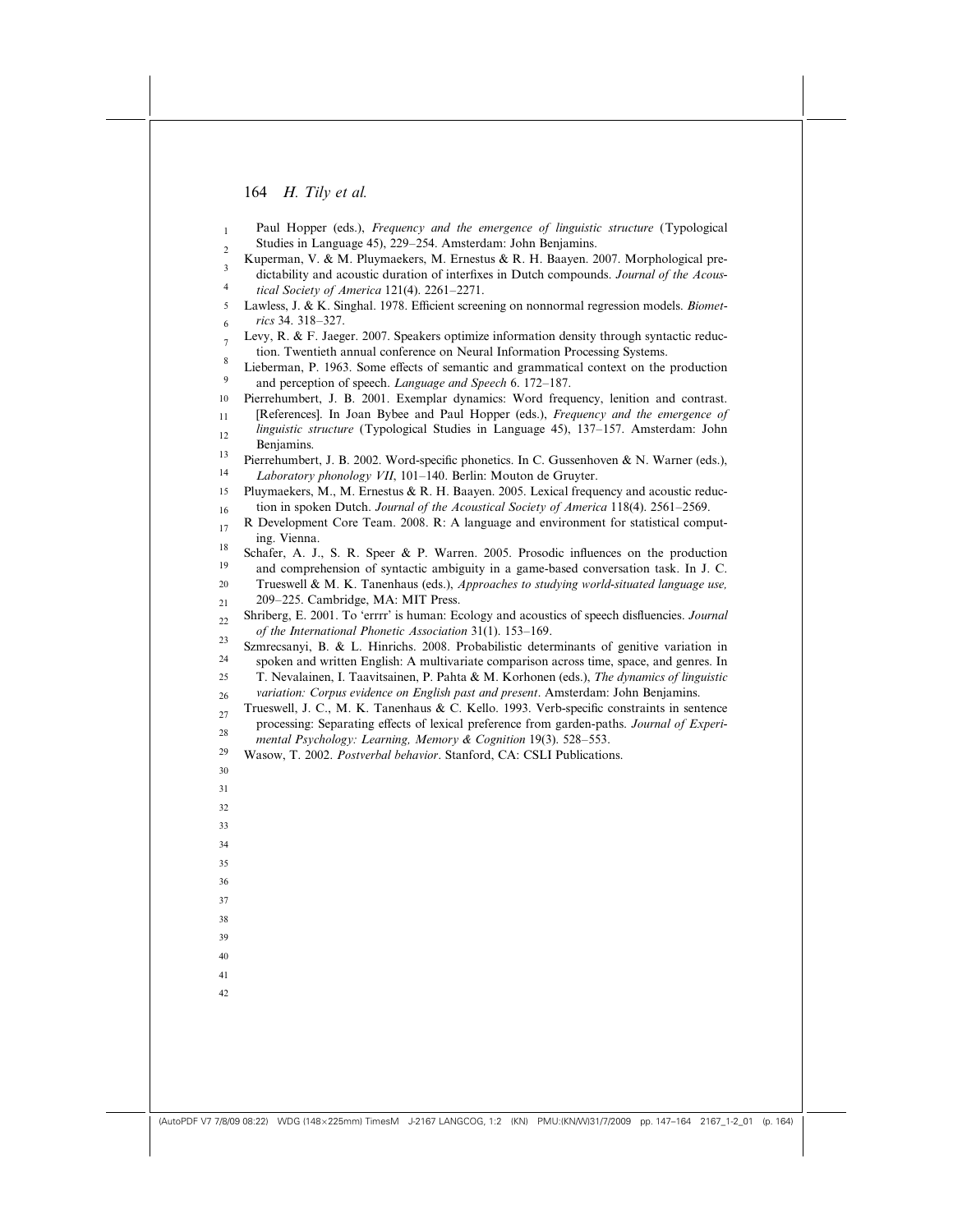Paul Hopper (eds.), *Frequency and the emergence of linguistic structure* (Typological Studies in Language 45), 229–254. Amsterdam: John Benjamins.

Kuperman, V. & M. Pluymaekers, M. Ernestus & R. H. Baayen. 2007. Morphological predictability and acoustic duration of interfixes in Dutch compounds. *Journal of the Acoustical Society of America* 121(4). 2261–2271.

Lawless, J. & K. Singhal. 1978. Efficient screening on nonnormal regression models. *Biometrics* 34. 318–327.

Levy, R. & F. Jaeger. 2007. Speakers optimize information density through syntactic reduction. Twentieth annual conference on Neural Information Processing Systems.

Lieberman, P. 1963. Some effects of semantic and grammatical context on the production and perception of speech. *Language and Speech* 6. 172–187.

Pierrehumbert, J. B. 2001. Exemplar dynamics: Word frequency, lenition and contrast. [References]. In Joan Bybee and Paul Hopper (eds.), *Frequency and the emergence of linguistic structure* (Typological Studies in Language 45), 137–157. Amsterdam: John Benjamins.

Pierrehumbert, J. B. 2002. Word-specific phonetics. In C. Gussenhoven & N. Warner (eds.), *Laboratory phonology VII*, 101–140. Berlin: Mouton de Gruyter.

Pluymaekers, M., M. Ernestus & R. H. Baayen. 2005. Lexical frequency and acoustic reduction in spoken Dutch. *Journal of the Acoustical Society of America* 118(4). 2561–2569.

R Development Core Team. 2008. R: A language and environment for statistical computing. Vienna.

Schafer, A. J., S. R. Speer & P. Warren. 2005. Prosodic influences on the production and comprehension of syntactic ambiguity in a game-based conversation task. In J. C. Trueswell & M. K. Tanenhaus (eds.), *Approaches to studying world-situated language use,* 209–225. Cambridge, MA: MIT Press.

Shriberg, E. 2001. To 'errrr' is human: Ecology and acoustics of speech disfluencies. *Journal of the International Phonetic Association* 31(1). 153–169.

Szmrecsanyi, B. & L. Hinrichs. 2008. Probabilistic determinants of genitive variation in spoken and written English: A multivariate comparison across time, space, and genres. In T. Nevalainen, I. Taavitsainen, P. Pahta & M. Korhonen (eds.), *The dynamics of linguistic variation: Corpus evidence on English past and present*. Amsterdam: John Benjamins.

Trueswell, J. C., M. K. Tanenhaus & C. Kello. 1993. Verb-specific constraints in sentence processing: Separating effects of lexical preference from garden-paths. *Journal of Experimental Psychology: Learning, Memory & Cognition* 19(3). 528–553.

Wasow, T. 2002. *Postverbal behavior*. Stanford, CA: CSLI Publications.